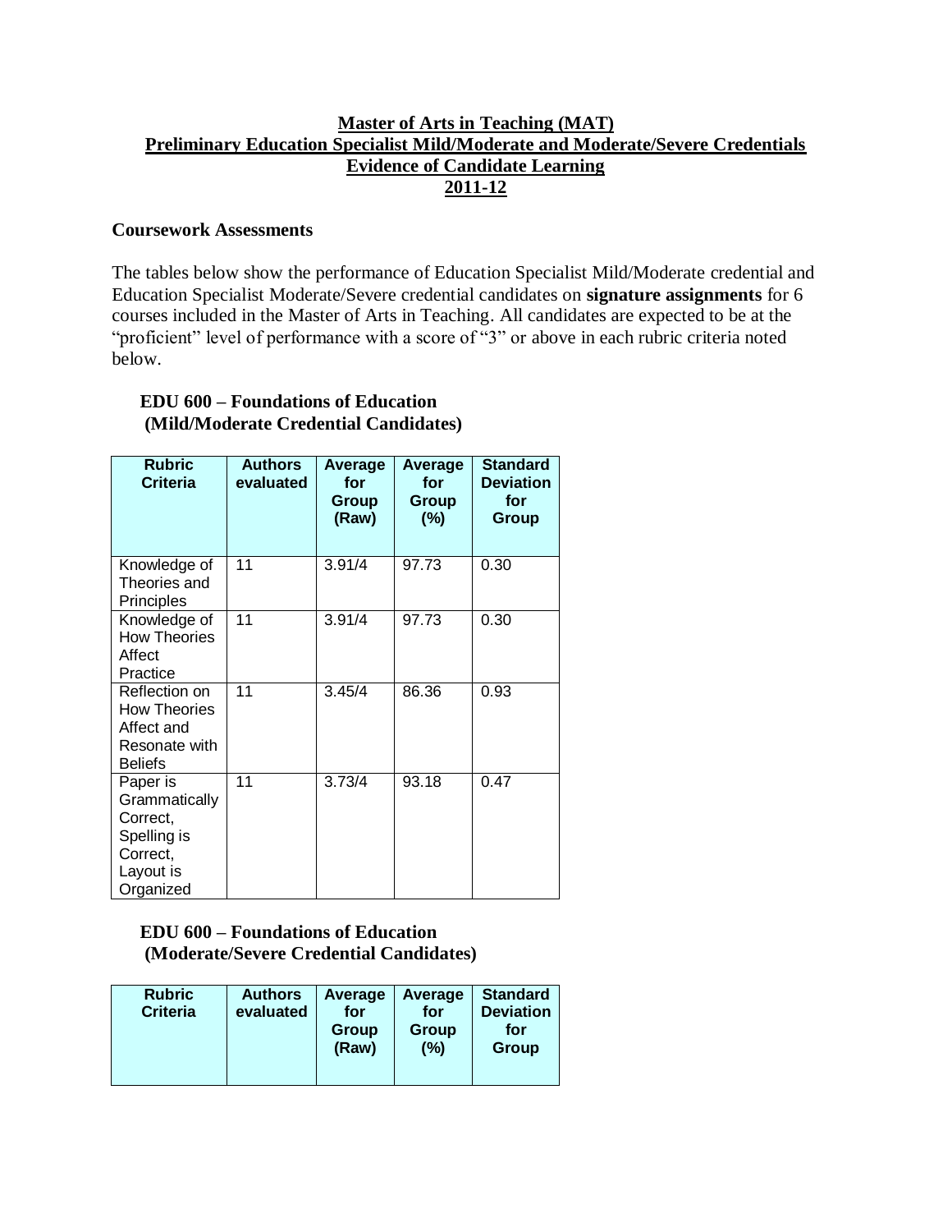# Master of Arts in Teaching (MAT)
# Preliminary Education Specialist Mild/Moderate and Moderate/Severe Credentials
# Evidence of Candidate Learning
# 2011-12

**Coursework Assessments**

The tables below show the performance of Education Specialist Mild/Moderate credential and Education Specialist Moderate/Severe credential candidates on **signature assignments** for 6 courses included in the Master of Arts in Teaching. All candidates are expected to be at the "proficient" level of performance with a score of "3" or above in each rubric criteria noted below.

**EDU 600 – Foundations of Education (Mild/Moderate Credential Candidates)**

| Rubric Criteria | Authors evaluated | Average for Group (Raw) | Average for Group (%) | Standard Deviation for Group |
|---|---|---|---|---|
| Knowledge of Theories and Principles | 11 | 3.91/4 | 97.73 | 0.30 |
| Knowledge of How Theories Affect Practice | 11 | 3.91/4 | 97.73 | 0.30 |
| Reflection on How Theories Affect and Resonate with Beliefs | 11 | 3.45/4 | 86.36 | 0.93 |
| Paper is Grammatically Correct, Spelling is Correct, Layout is Organized | 11 | 3.73/4 | 93.18 | 0.47 |

**EDU 600 – Foundations of Education (Moderate/Severe Credential Candidates)**

| Rubric Criteria | Authors evaluated | Average for Group (Raw) | Average for Group (%) | Standard Deviation for Group |
|---|---|---|---|---|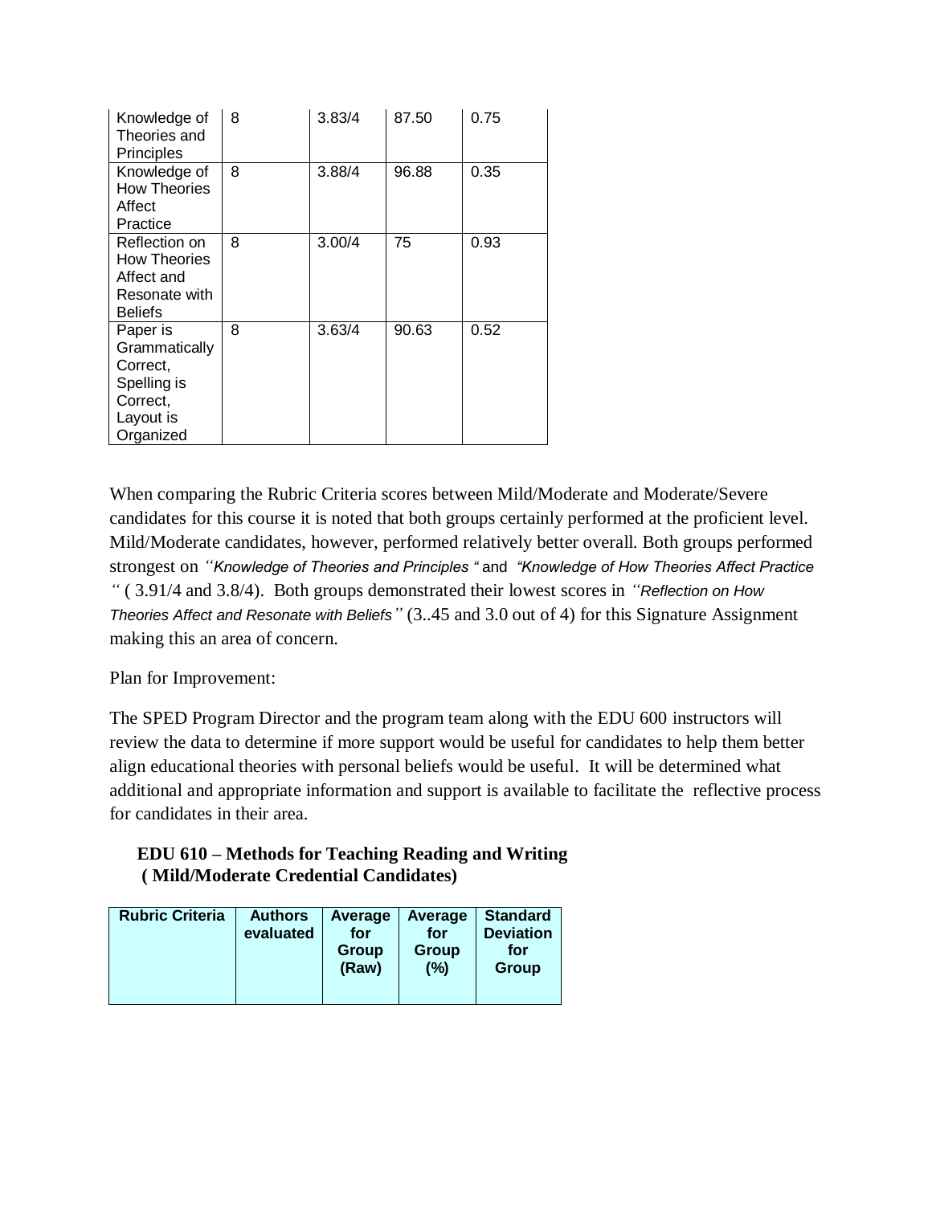| Knowledge of Theories and Principles | 8 | 3.83/4 | 87.50 | 0.75 |
|---|---|---|---|---|
| Knowledge of How Theories Affect Practice | 8 | 3.88/4 | 96.88 | 0.35 |
| Reflection on How Theories Affect and Resonate with Beliefs | 8 | 3.00/4 | 75 | 0.93 |
| Paper is Grammatically Correct, Spelling is Correct, Layout is Organized | 8 | 3.63/4 | 90.63 | 0.52 |

When comparing the Rubric Criteria scores between Mild/Moderate and Moderate/Severe candidates for this course it is noted that both groups certainly performed at the proficient level. Mild/Moderate candidates, however, performed relatively better overall. Both groups performed strongest on *"Knowledge of Theories and Principles "* and *"Knowledge of How Theories Affect Practice "* ( 3.91/4 and 3.8/4). Both groups demonstrated their lowest scores in *"Reflection on How Theories Affect and Resonate with Beliefs"* (3..45 and 3.0 out of 4) for this Signature Assignment making this an area of concern.

Plan for Improvement:

The SPED Program Director and the program team along with the EDU 600 instructors will review the data to determine if more support would be useful for candidates to help them better align educational theories with personal beliefs would be useful. It will be determined what additional and appropriate information and support is available to facilitate the reflective process for candidates in their area.

**EDU 610 – Methods for Teaching Reading and Writing ( Mild/Moderate Credential Candidates)**

| Rubric Criteria | Authors evaluated | Average for Group (Raw) | Average for Group (%) | Standard Deviation for Group |
|---|---|---|---|---|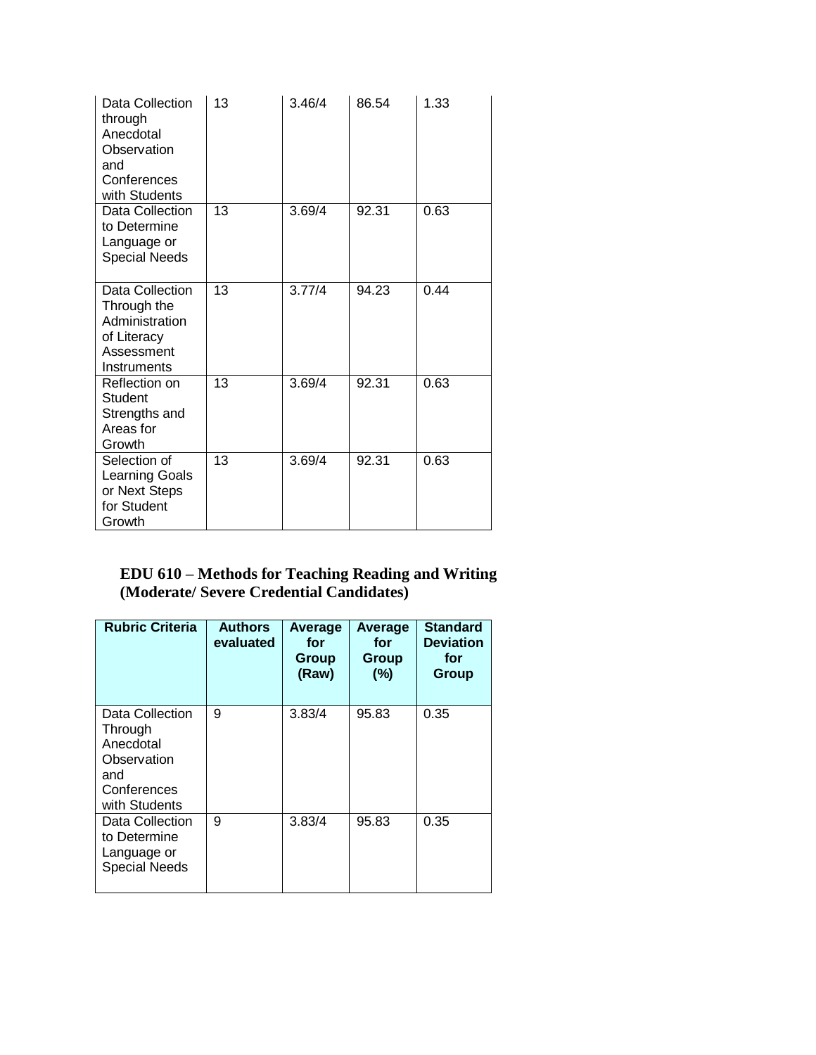| | | | | |
|---|---|---|---|---|
| Data Collection through Anecdotal Observation and Conferences with Students | 13 | 3.46/4 | 86.54 | 1.33 |
| Data Collection to Determine Language or Special Needs | 13 | 3.69/4 | 92.31 | 0.63 |
| Data Collection Through the Administration of Literacy Assessment Instruments | 13 | 3.77/4 | 94.23 | 0.44 |
| Reflection on Student Strengths and Areas for Growth | 13 | 3.69/4 | 92.31 | 0.63 |
| Selection of Learning Goals or Next Steps for Student Growth | 13 | 3.69/4 | 92.31 | 0.63 |

**EDU 610 – Methods for Teaching Reading and Writing (Moderate/ Severe Credential Candidates)**

| Rubric Criteria | Authors evaluated | Average for Group (Raw) | Average for Group (%) | Standard Deviation for Group |
|---|---|---|---|---|
| Data Collection Through Anecdotal Observation and Conferences with Students | 9 | 3.83/4 | 95.83 | 0.35 |
| Data Collection to Determine Language or Special Needs | 9 | 3.83/4 | 95.83 | 0.35 |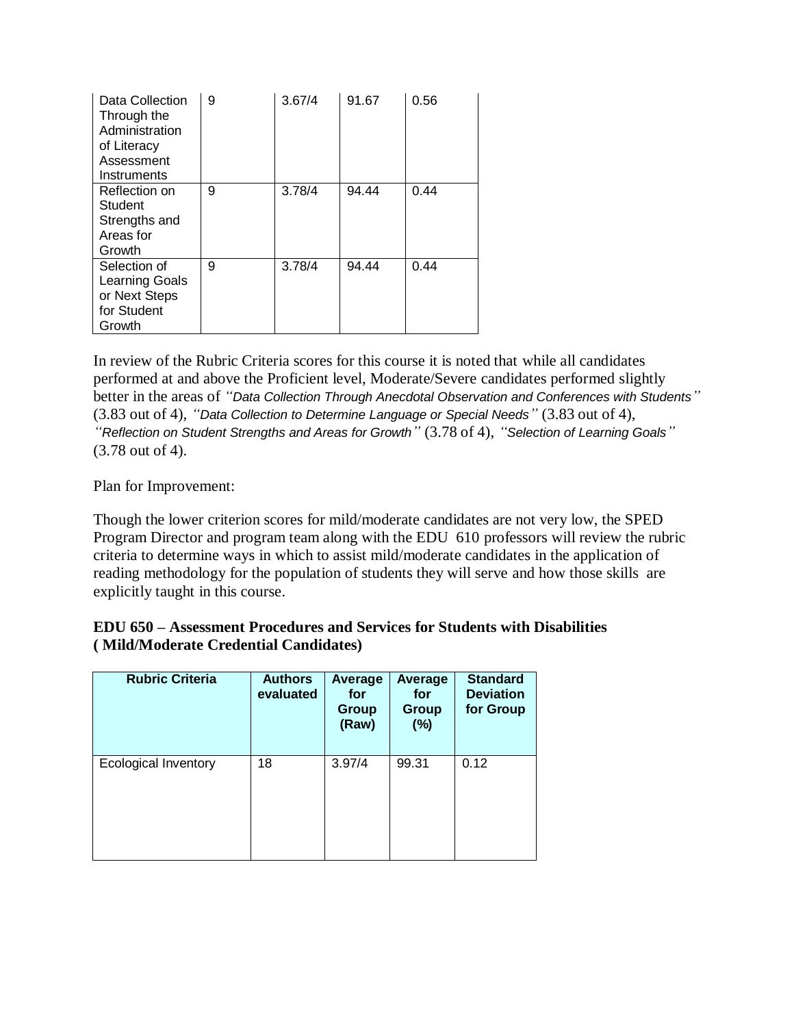| | | | | |
|---|---|---|---|---|
| Data Collection Through the Administration of Literacy Assessment Instruments | 9 | 3.67/4 | 91.67 | 0.56 |
| Reflection on Student Strengths and Areas for Growth | 9 | 3.78/4 | 94.44 | 0.44 |
| Selection of Learning Goals or Next Steps for Student Growth | 9 | 3.78/4 | 94.44 | 0.44 |

In review of the Rubric Criteria scores for this course it is noted that while all candidates performed at and above the Proficient level, Moderate/Severe candidates performed slightly better in the areas of *"Data Collection Through Anecdotal Observation and Conferences with Students"* (3.83 out of 4), *"Data Collection to Determine Language or Special Needs"* (3.83 out of 4), *"Reflection on Student Strengths and Areas for Growth"* (3.78 of 4), *"Selection of Learning Goals"* (3.78 out of 4).

Plan for Improvement:

Though the lower criterion scores for mild/moderate candidates are not very low, the SPED Program Director and program team along with the EDU 610 professors will review the rubric criteria to determine ways in which to assist mild/moderate candidates in the application of reading methodology for the population of students they will serve and how those skills are explicitly taught in this course.

**EDU 650 – Assessment Procedures and Services for Students with Disabilities ( Mild/Moderate Credential Candidates)**

| Rubric Criteria | Authors evaluated | Average for Group (Raw) | Average for Group (%) | Standard Deviation for Group |
|---|---|---|---|---|
| Ecological Inventory | 18 | 3.97/4 | 99.31 | 0.12 |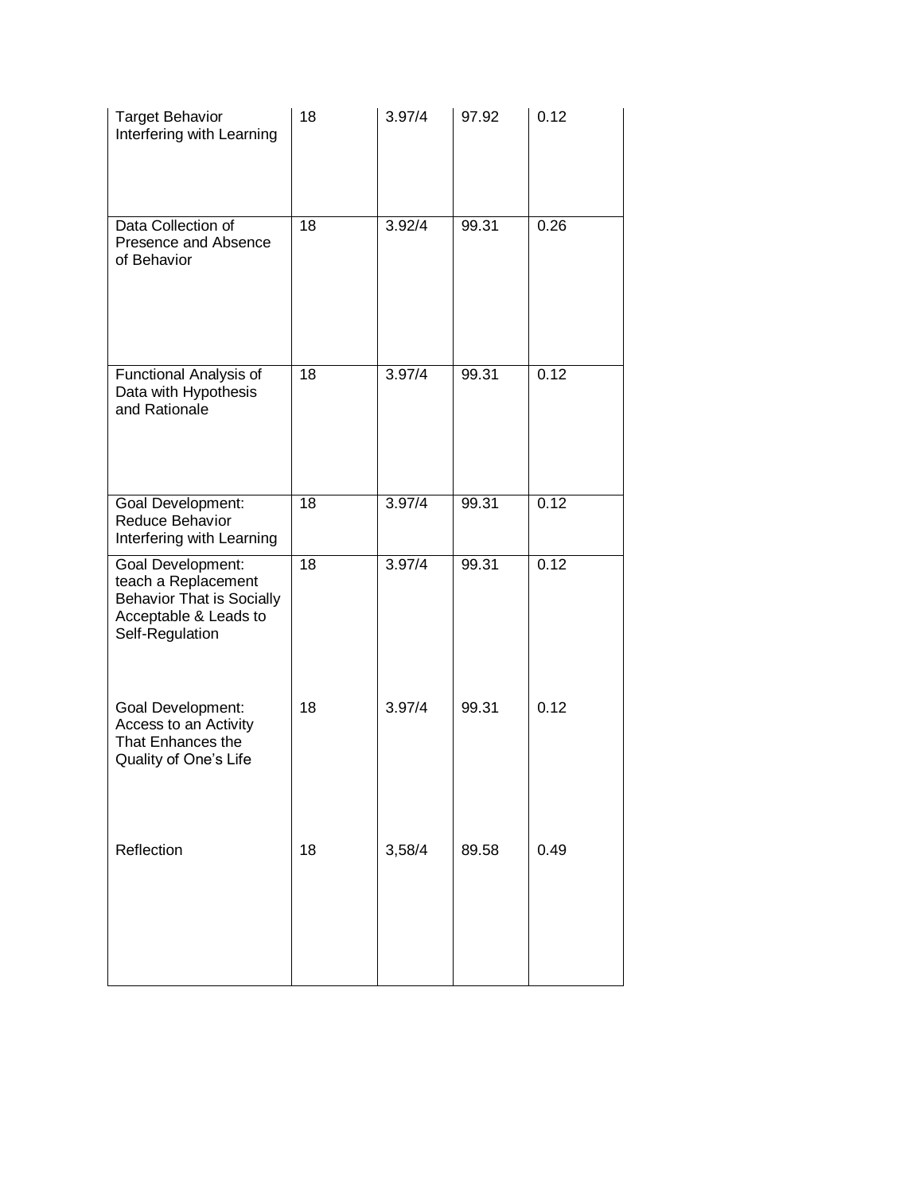| Target Behavior Interfering with Learning | 18 | 3.97/4 | 97.92 | 0.12 |
|---|---|---|---|---|
| Data Collection of Presence and Absence of Behavior | 18 | 3.92/4 | 99.31 | 0.26 |
| Functional Analysis of Data with Hypothesis and Rationale | 18 | 3.97/4 | 99.31 | 0.12 |
| Goal Development: Reduce Behavior Interfering with Learning | 18 | 3.97/4 | 99.31 | 0.12 |
| Goal Development: teach a Replacement Behavior That is Socially Acceptable & Leads to Self-Regulation | 18 | 3.97/4 | 99.31 | 0.12 |
| Goal Development: Access to an Activity That Enhances the Quality of One's Life | 18 | 3.97/4 | 99.31 | 0.12 |
| Reflection | 18 | 3,58/4 | 89.58 | 0.49 |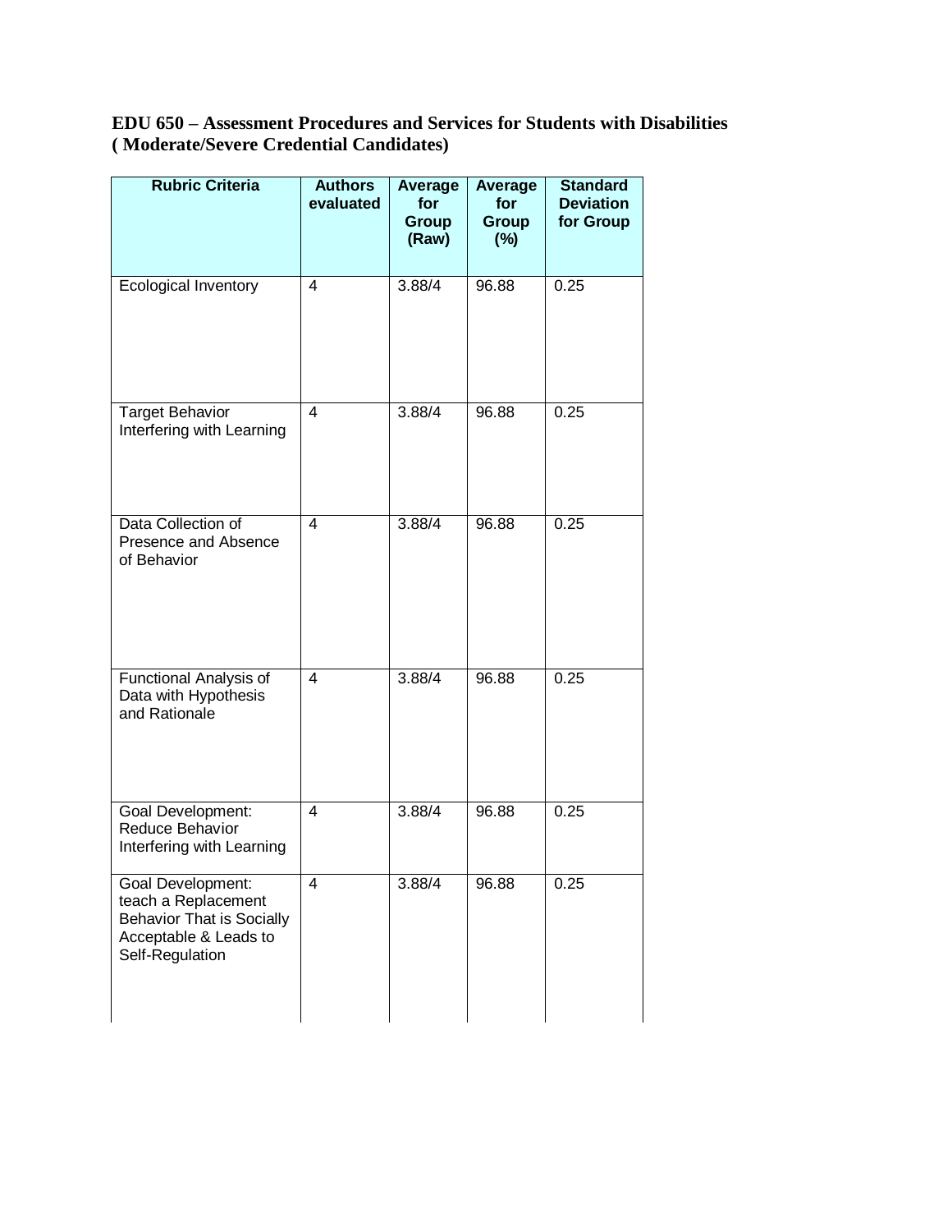**EDU 650 – Assessment Procedures and Services for Students with Disabilities ( Moderate/Severe Credential Candidates)**

| Rubric Criteria | Authors evaluated | Average for Group (Raw) | Average for Group (%) | Standard Deviation for Group |
|---|---|---|---|---|
| Ecological Inventory | 4 | 3.88/4 | 96.88 | 0.25 |
| Target Behavior Interfering with Learning | 4 | 3.88/4 | 96.88 | 0.25 |
| Data Collection of Presence and Absence of Behavior | 4 | 3.88/4 | 96.88 | 0.25 |
| Functional Analysis of Data with Hypothesis and Rationale | 4 | 3.88/4 | 96.88 | 0.25 |
| Goal Development: Reduce Behavior Interfering with Learning | 4 | 3.88/4 | 96.88 | 0.25 |
| Goal Development: teach a Replacement Behavior That is Socially Acceptable & Leads to Self-Regulation | 4 | 3.88/4 | 96.88 | 0.25 |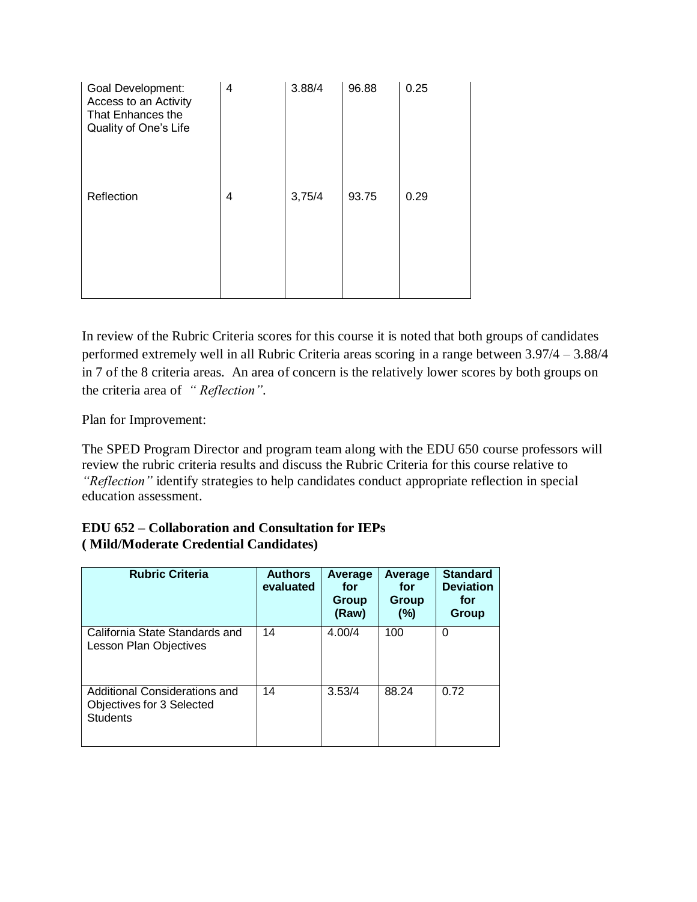| | | | | |
|---|---|---|---|---|
| Goal Development: Access to an Activity That Enhances the Quality of One's Life | 4 | 3.88/4 | 96.88 | 0.25 |
| Reflection | 4 | 3,75/4 | 93.75 | 0.29 |

In review of the Rubric Criteria scores for this course it is noted that both groups of candidates performed extremely well in all Rubric Criteria areas scoring in a range between 3.97/4 – 3.88/4 in 7 of the 8 criteria areas. An area of concern is the relatively lower scores by both groups on the criteria area of *" Reflection"*.

Plan for Improvement:

The SPED Program Director and program team along with the EDU 650 course professors will review the rubric criteria results and discuss the Rubric Criteria for this course relative to *"Reflection"* identify strategies to help candidates conduct appropriate reflection in special education assessment.

**EDU 652 – Collaboration and Consultation for IEPs**
**( Mild/Moderate Credential Candidates)**

| Rubric Criteria | Authors evaluated | Average for Group (Raw) | Average for Group (%) | Standard Deviation for Group |
|---|---|---|---|---|
| California State Standards and Lesson Plan Objectives | 14 | 4.00/4 | 100 | 0 |
| Additional Considerations and Objectives for 3 Selected Students | 14 | 3.53/4 | 88.24 | 0.72 |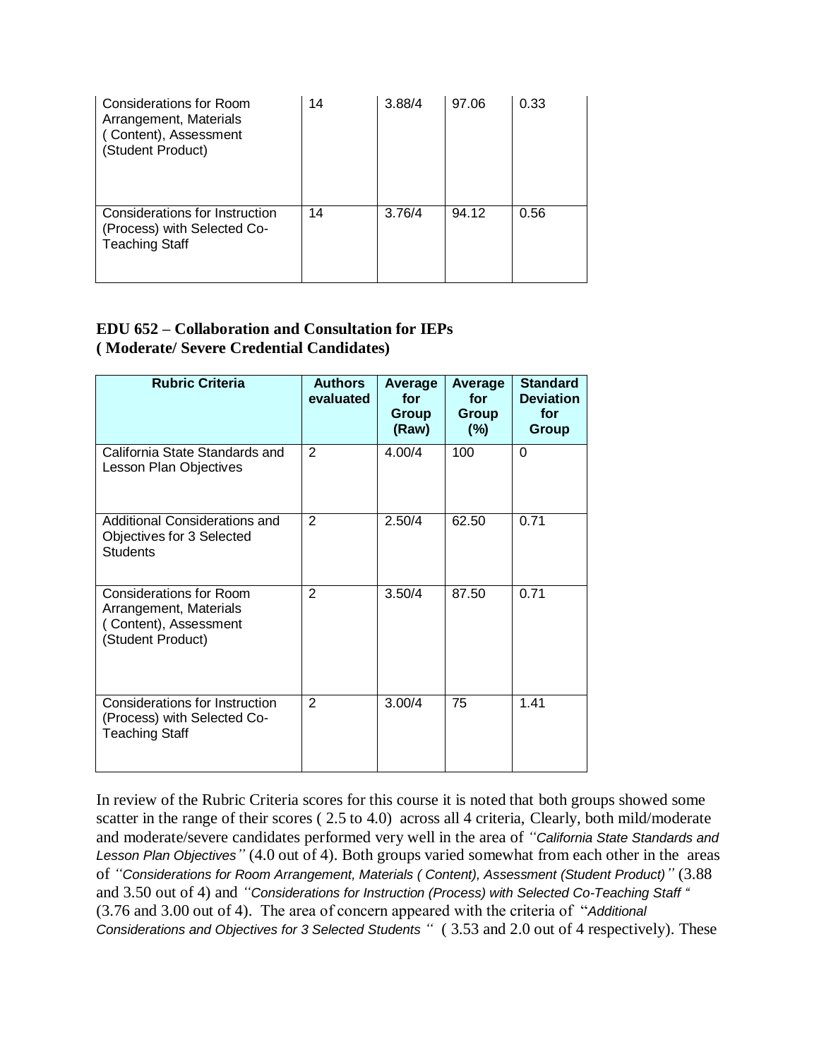| | | | | |
|---|---|---|---|---|
| Considerations for Room Arrangement, Materials ( Content), Assessment (Student Product) | 14 | 3.88/4 | 97.06 | 0.33 |
| Considerations for Instruction (Process) with Selected Co-Teaching Staff | 14 | 3.76/4 | 94.12 | 0.56 |

**EDU 652 – Collaboration and Consultation for IEPs**
**( Moderate/ Severe Credential Candidates)**

| Rubric Criteria | Authors evaluated | Average for Group (Raw) | Average for Group (%) | Standard Deviation for Group |
|---|---|---|---|---|
| California State Standards and Lesson Plan Objectives | 2 | 4.00/4 | 100 | 0 |
| Additional Considerations and Objectives for 3 Selected Students | 2 | 2.50/4 | 62.50 | 0.71 |
| Considerations for Room Arrangement, Materials ( Content), Assessment (Student Product) | 2 | 3.50/4 | 87.50 | 0.71 |
| Considerations for Instruction (Process) with Selected Co-Teaching Staff | 2 | 3.00/4 | 75 | 1.41 |

In review of the Rubric Criteria scores for this course it is noted that both groups showed some scatter in the range of their scores ( 2.5 to 4.0) across all 4 criteria, Clearly, both mild/moderate and moderate/severe candidates performed very well in the area of *"California State Standards and Lesson Plan Objectives"* (4.0 out of 4). Both groups varied somewhat from each other in the areas of *"Considerations for Room Arrangement, Materials ( Content), Assessment (Student Product)"* (3.88 and 3.50 out of 4) and *"Considerations for Instruction (Process) with Selected Co-Teaching Staff "* (3.76 and 3.00 out of 4). The area of concern appeared with the criteria of "*Additional Considerations and Objectives for 3 Selected Students* " ( 3.53 and 2.0 out of 4 respectively). These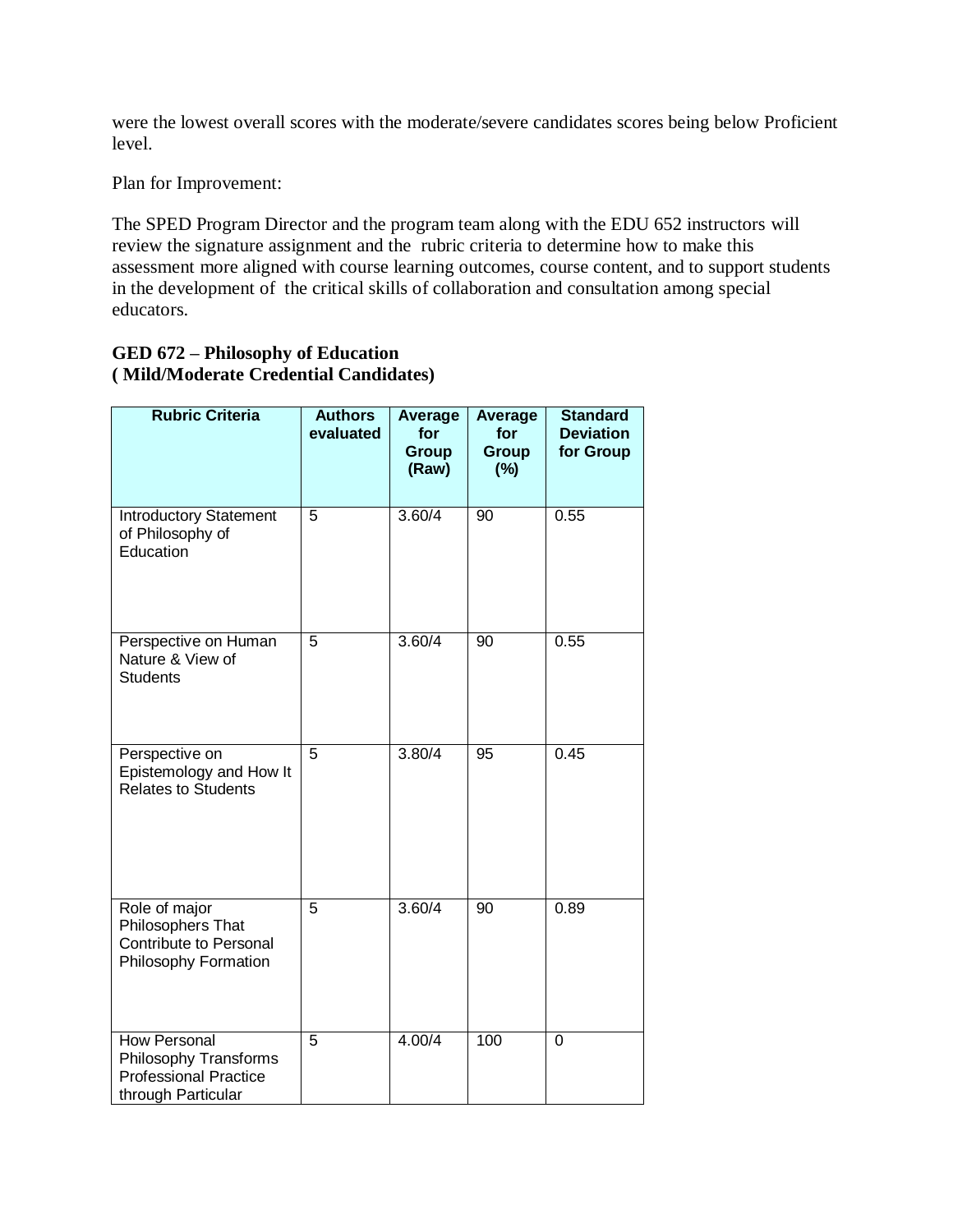were the lowest overall scores with the moderate/severe candidates scores being below Proficient level.

Plan for Improvement:

The SPED Program Director and the program team along with the EDU 652 instructors will review the signature assignment and the rubric criteria to determine how to make this assessment more aligned with course learning outcomes, course content, and to support students in the development of the critical skills of collaboration and consultation among special educators.

**GED 672 – Philosophy of Education**
**( Mild/Moderate Credential Candidates)**

| Rubric Criteria | Authors evaluated | Average for Group (Raw) | Average for Group (%) | Standard Deviation for Group |
|---|---|---|---|---|
| Introductory Statement of Philosophy of Education | 5 | 3.60/4 | 90 | 0.55 |
| Perspective on Human Nature & View of Students | 5 | 3.60/4 | 90 | 0.55 |
| Perspective on Epistemology and How It Relates to Students | 5 | 3.80/4 | 95 | 0.45 |
| Role of major Philosophers That Contribute to Personal Philosophy Formation | 5 | 3.60/4 | 90 | 0.89 |
| How Personal Philosophy Transforms Professional Practice through Particular | 5 | 4.00/4 | 100 | 0 |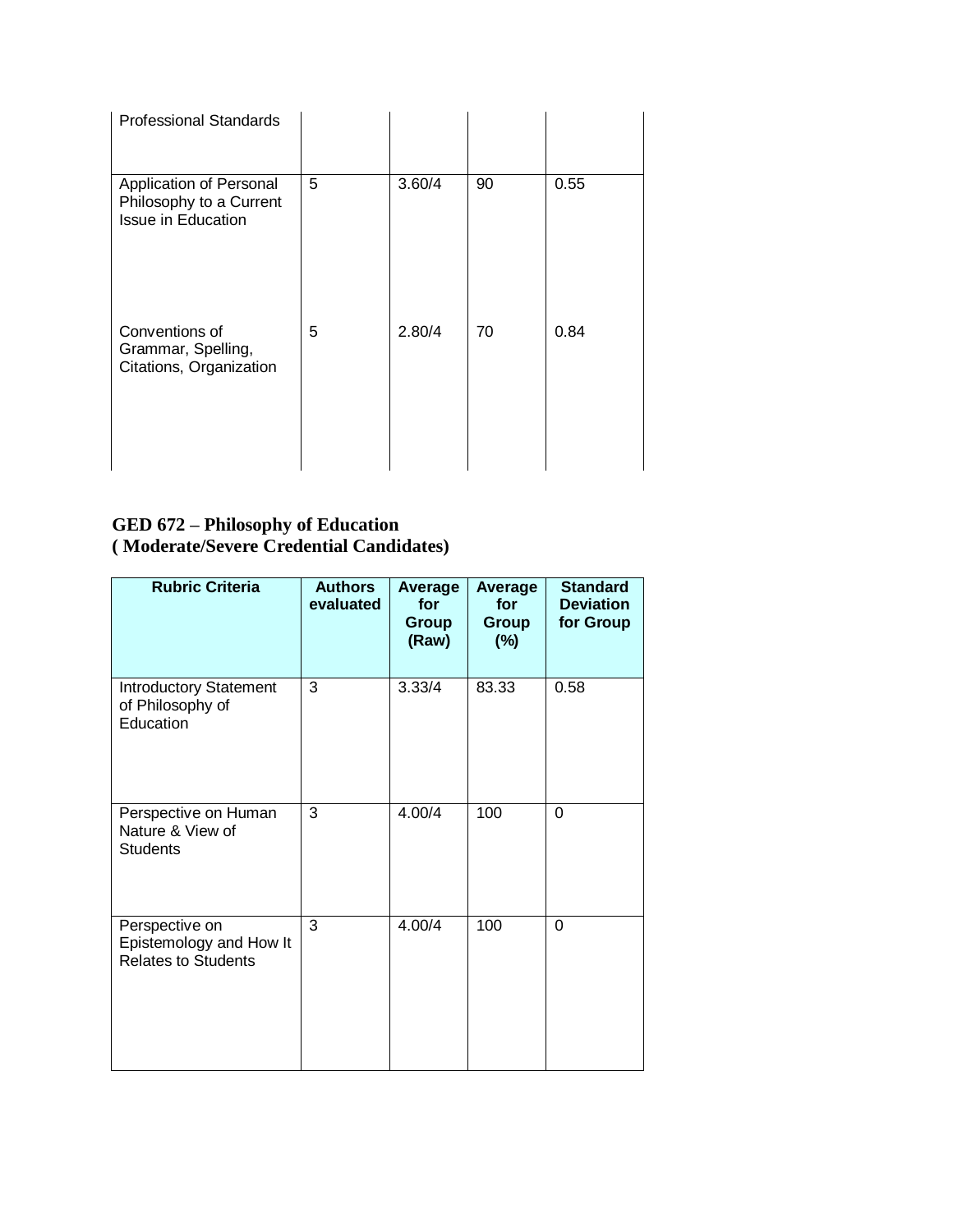| | | | | |
|---|---|---|---|---|
| Professional Standards | | | | |
| Application of Personal Philosophy to a Current Issue in Education | 5 | 3.60/4 | 90 | 0.55 |
| Conventions of Grammar, Spelling, Citations, Organization | 5 | 2.80/4 | 70 | 0.84 |

**GED 672 – Philosophy of Education**
**( Moderate/Severe Credential Candidates)**

| Rubric Criteria | Authors evaluated | Average for Group (Raw) | Average for Group (%) | Standard Deviation for Group |
|---|---|---|---|---|
| Introductory Statement of Philosophy of Education | 3 | 3.33/4 | 83.33 | 0.58 |
| Perspective on Human Nature & View of Students | 3 | 4.00/4 | 100 | 0 |
| Perspective on Epistemology and How It Relates to Students | 3 | 4.00/4 | 100 | 0 |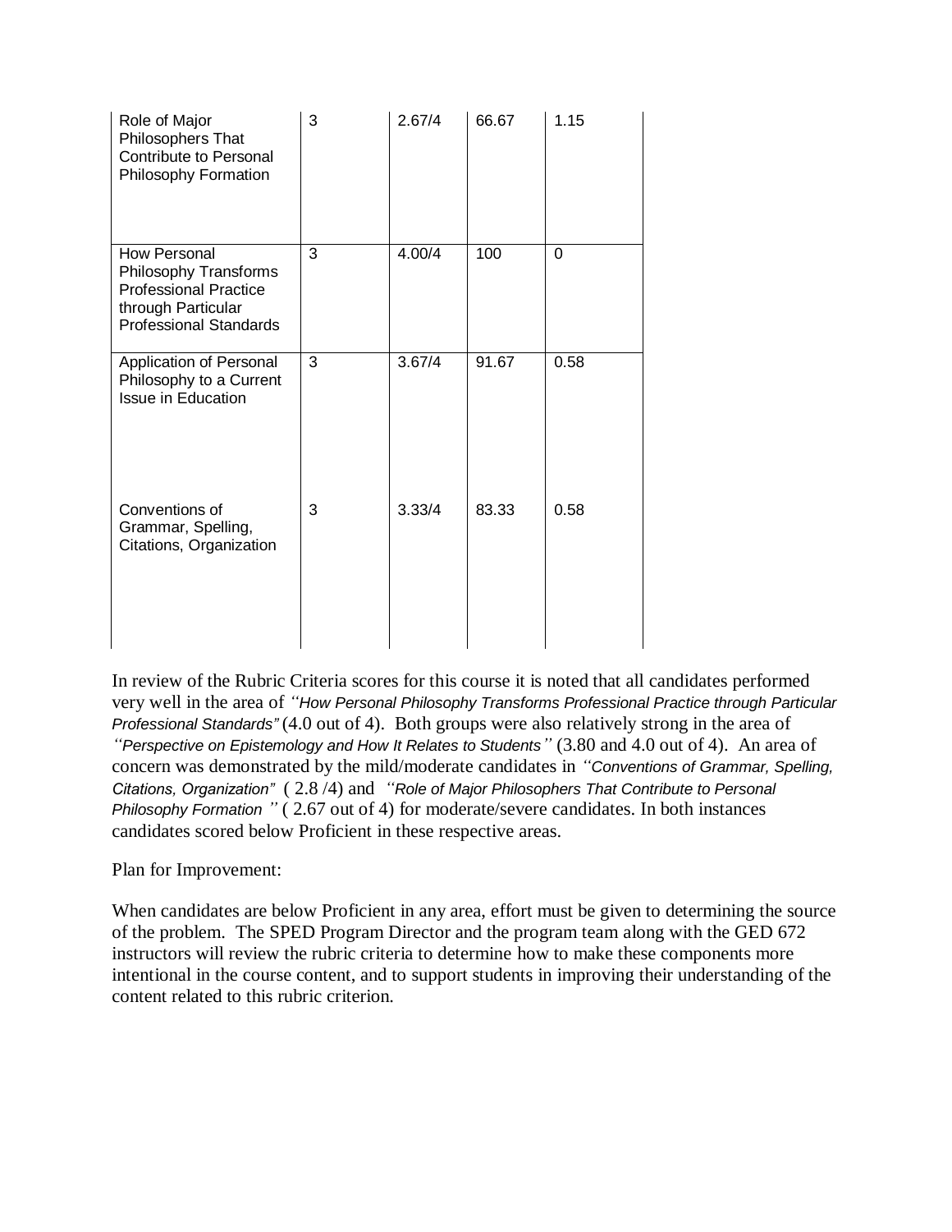| | | | | |
|---|---|---|---|---|
| Role of Major Philosophers That Contribute to Personal Philosophy Formation | 3 | 2.67/4 | 66.67 | 1.15 |
| How Personal Philosophy Transforms Professional Practice through Particular Professional Standards | 3 | 4.00/4 | 100 | 0 |
| Application of Personal Philosophy to a Current Issue in Education | 3 | 3.67/4 | 91.67 | 0.58 |
| Conventions of Grammar, Spelling, Citations, Organization | 3 | 3.33/4 | 83.33 | 0.58 |

In review of the Rubric Criteria scores for this course it is noted that all candidates performed very well in the area of *"How Personal Philosophy Transforms Professional Practice through Particular Professional Standards"* (4.0 out of 4). Both groups were also relatively strong in the area of *"Perspective on Epistemology and How It Relates to Students"* (3.80 and 4.0 out of 4). An area of concern was demonstrated by the mild/moderate candidates in *"Conventions of Grammar, Spelling, Citations, Organization"* ( 2.8 /4) and *"Role of Major Philosophers That Contribute to Personal Philosophy Formation "* ( 2.67 out of 4) for moderate/severe candidates. In both instances candidates scored below Proficient in these respective areas.

Plan for Improvement:

When candidates are below Proficient in any area, effort must be given to determining the source of the problem. The SPED Program Director and the program team along with the GED 672 instructors will review the rubric criteria to determine how to make these components more intentional in the course content, and to support students in improving their understanding of the content related to this rubric criterion.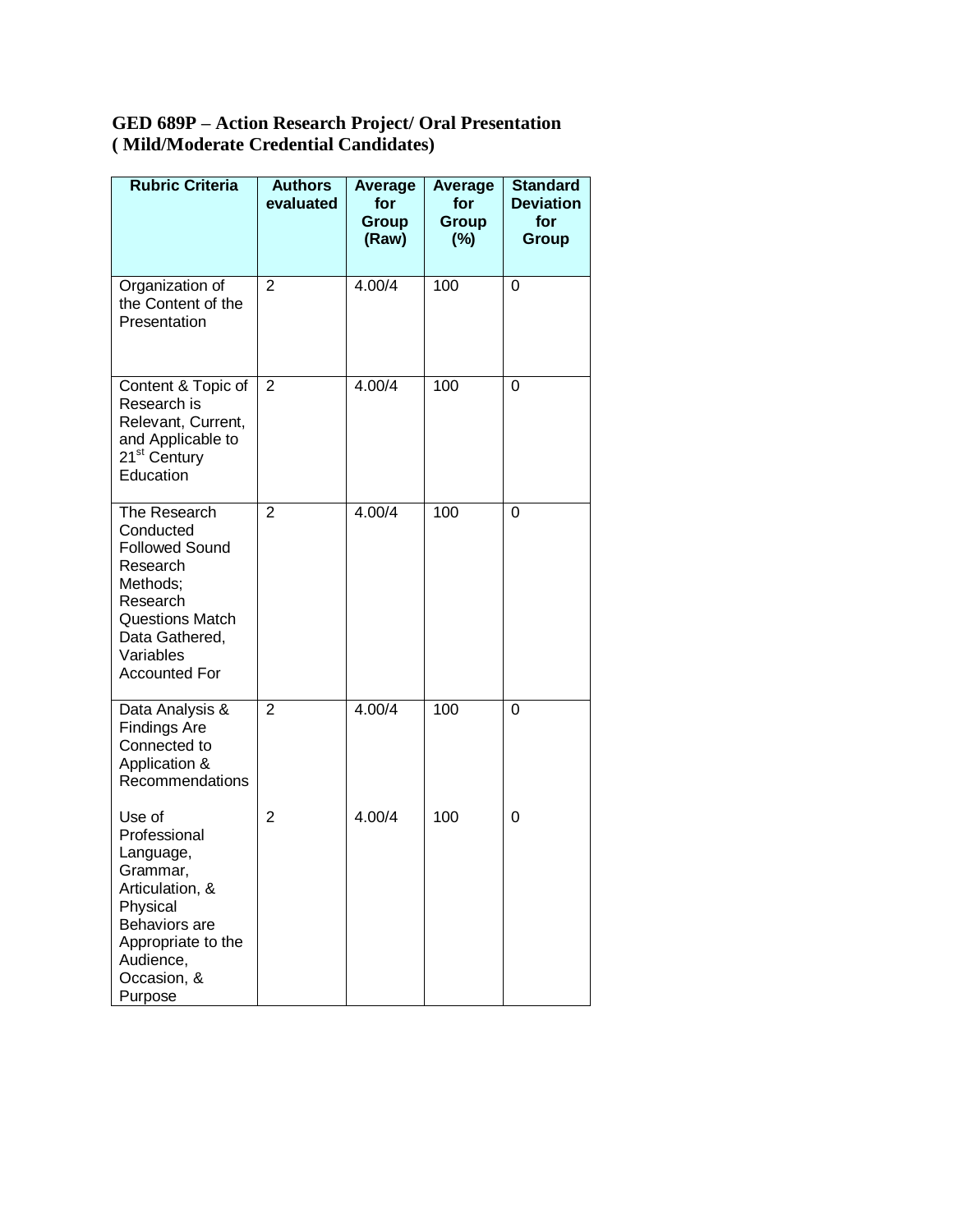**GED 689P – Action Research Project/ Oral Presentation ( Mild/Moderate Credential Candidates)**

| Rubric Criteria | Authors evaluated | Average for Group (Raw) | Average for Group (%) | Standard Deviation for Group |
|---|---|---|---|---|
| Organization of the Content of the Presentation | 2 | 4.00/4 | 100 | 0 |
| Content & Topic of Research is Relevant, Current, and Applicable to 21st Century Education | 2 | 4.00/4 | 100 | 0 |
| The Research Conducted Followed Sound Research Methods; Research Questions Match Data Gathered, Variables Accounted For | 2 | 4.00/4 | 100 | 0 |
| Data Analysis & Findings Are Connected to Application & Recommendations | 2 | 4.00/4 | 100 | 0 |
| Use of Professional Language, Grammar, Articulation, & Physical Behaviors are Appropriate to the Audience, Occasion, & Purpose | 2 | 4.00/4 | 100 | 0 |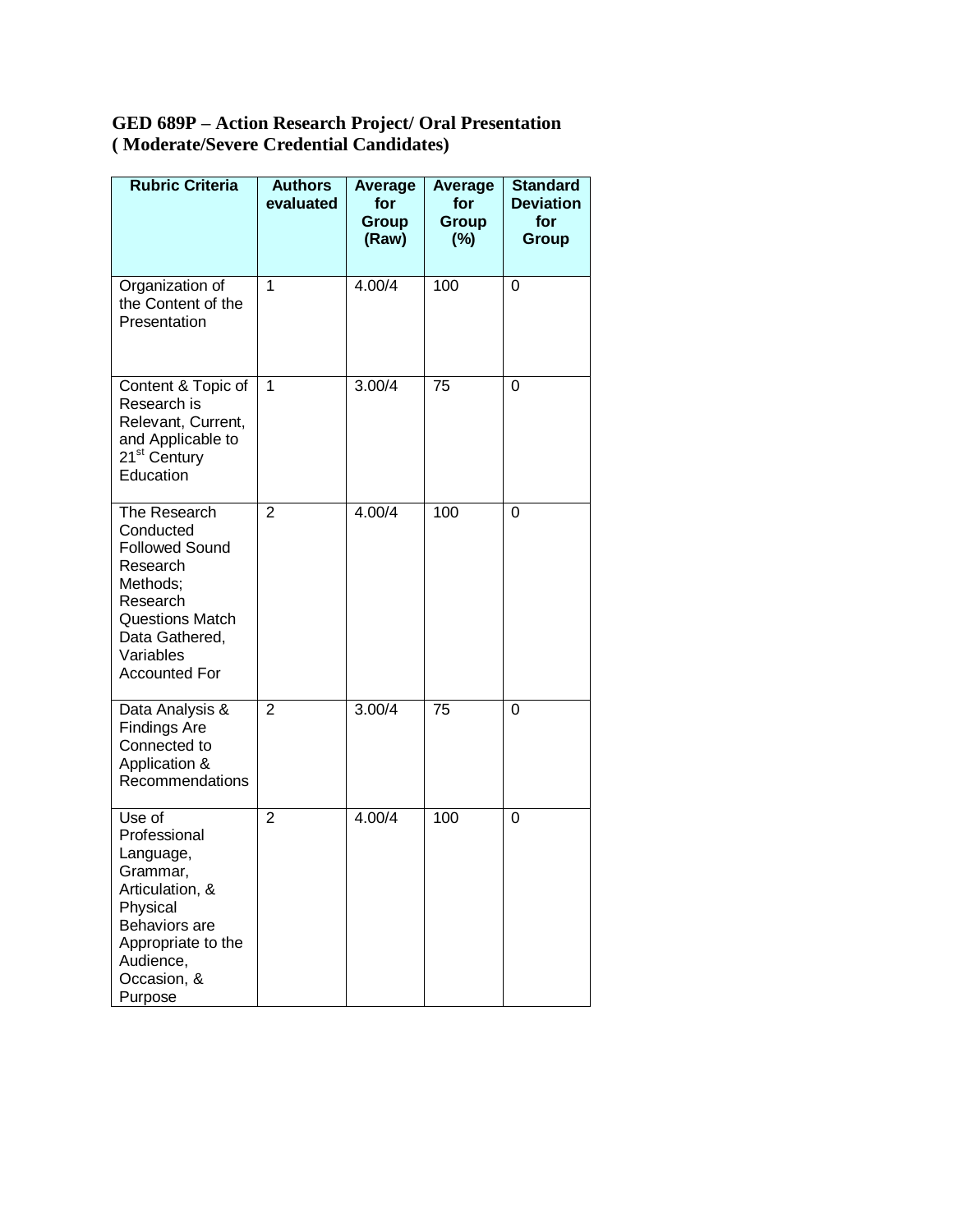**GED 689P – Action Research Project/ Oral Presentation ( Moderate/Severe Credential Candidates)**

| Rubric Criteria | Authors evaluated | Average for Group (Raw) | Average for Group (%) | Standard Deviation for Group |
|---|---|---|---|---|
| Organization of the Content of the Presentation | 1 | 4.00/4 | 100 | 0 |
| Content & Topic of Research is Relevant, Current, and Applicable to 21st Century Education | 1 | 3.00/4 | 75 | 0 |
| The Research Conducted Followed Sound Research Methods; Research Questions Match Data Gathered, Variables Accounted For | 2 | 4.00/4 | 100 | 0 |
| Data Analysis & Findings Are Connected to Application & Recommendations | 2 | 3.00/4 | 75 | 0 |
| Use of Professional Language, Grammar, Articulation, & Physical Behaviors are Appropriate to the Audience, Occasion, & Purpose | 2 | 4.00/4 | 100 | 0 |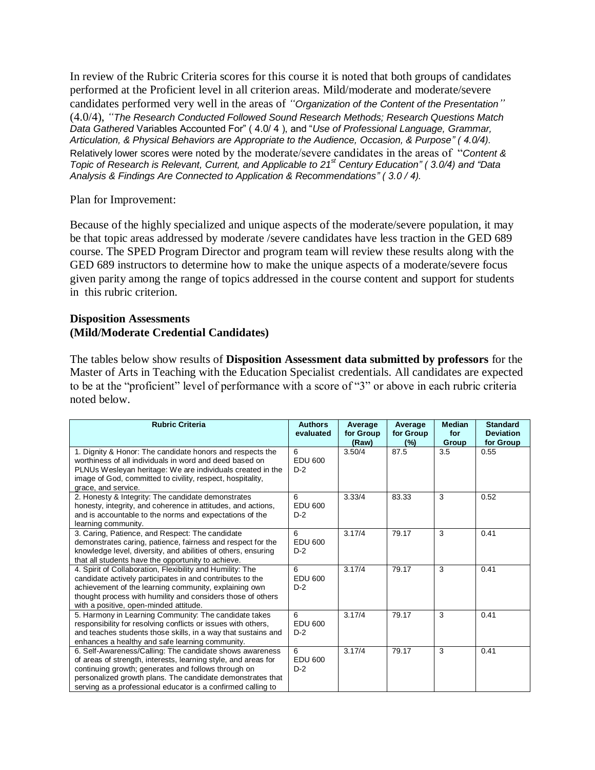In review of the Rubric Criteria scores for this course it is noted that both groups of candidates performed at the Proficient level in all criterion areas. Mild/moderate and moderate/severe candidates performed very well in the areas of *"Organization of the Content of the Presentation"* (4.0/4), *"The Research Conducted Followed Sound Research Methods; Research Questions Match Data Gathered* Variables Accounted For" ( 4.0/ 4 ), and "*Use of Professional Language, Grammar, Articulation, & Physical Behaviors are Appropriate to the Audience, Occasion, & Purpose" ( 4.0/4).* Relatively lower scores were noted by the moderate/severe candidates in the areas of "*Content & Topic of Research is Relevant, Current, and Applicable to 21st Century Education" ( 3.0/4) and "Data Analysis & Findings Are Connected to Application & Recommendations" ( 3.0 / 4).*

Plan for Improvement:

Because of the highly specialized and unique aspects of the moderate/severe population, it may be that topic areas addressed by moderate /severe candidates have less traction in the GED 689 course. The SPED Program Director and program team will review these results along with the GED 689 instructors to determine how to make the unique aspects of a moderate/severe focus given parity among the range of topics addressed in the course content and support for students in this rubric criterion.

**Disposition Assessments**
**(Mild/Moderate Credential Candidates)**

The tables below show results of **Disposition Assessment data submitted by professors** for the Master of Arts in Teaching with the Education Specialist credentials. All candidates are expected to be at the "proficient" level of performance with a score of "3" or above in each rubric criteria noted below.

| Rubric Criteria | Authors evaluated | Average for Group (Raw) | Average for Group (%) | Median for Group | Standard Deviation for Group |
|---|---|---|---|---|---|
| 1. Dignity & Honor: The candidate honors and respects the worthiness of all individuals in word and deed based on PLNUs Wesleyan heritage: We are individuals created in the image of God, committed to civility, respect, hospitality, grace, and service. | 6 EDU 600 D-2 | 3.50/4 | 87.5 | 3.5 | 0.55 |
| 2. Honesty & Integrity: The candidate demonstrates honesty, integrity, and coherence in attitudes, and actions, and is accountable to the norms and expectations of the learning community. | 6 EDU 600 D-2 | 3.33/4 | 83.33 | 3 | 0.52 |
| 3. Caring, Patience, and Respect: The candidate demonstrates caring, patience, fairness and respect for the knowledge level, diversity, and abilities of others, ensuring that all students have the opportunity to achieve. | 6 EDU 600 D-2 | 3.17/4 | 79.17 | 3 | 0.41 |
| 4. Spirit of Collaboration, Flexibility and Humility: The candidate actively participates in and contributes to the achievement of the learning community, explaining own thought process with humility and considers those of others with a positive, open-minded attitude. | 6 EDU 600 D-2 | 3.17/4 | 79.17 | 3 | 0.41 |
| 5. Harmony in Learning Community: The candidate takes responsibility for resolving conflicts or issues with others, and teaches students those skills, in a way that sustains and enhances a healthy and safe learning community. | 6 EDU 600 D-2 | 3.17/4 | 79.17 | 3 | 0.41 |
| 6. Self-Awareness/Calling: The candidate shows awareness of areas of strength, interests, learning style, and areas for continuing growth; generates and follows through on personalized growth plans. The candidate demonstrates that serving as a professional educator is a confirmed calling to | 6 EDU 600 D-2 | 3.17/4 | 79.17 | 3 | 0.41 |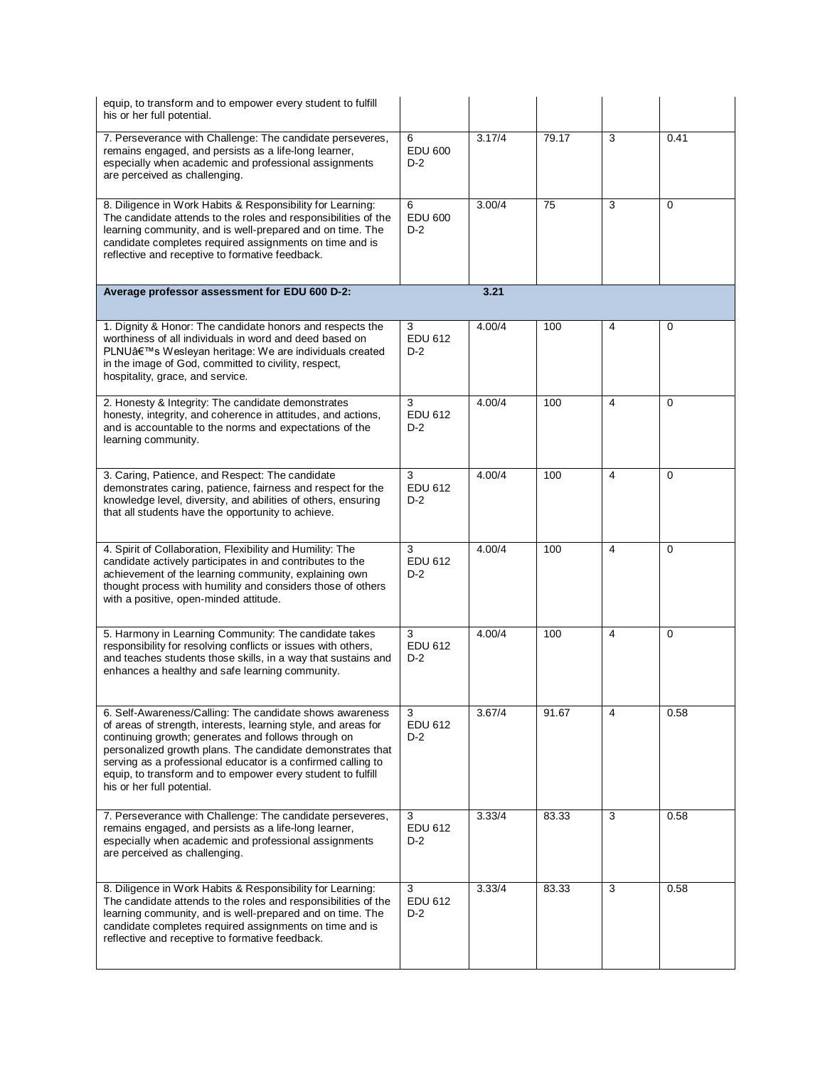| | | | | | |
|---|---|---|---|---|---|
| equip, to transform and to empower every student to fulfill his or her full potential. | | | | | |
| 7. Perseverance with Challenge: The candidate perseveres, remains engaged, and persists as a life-long learner, especially when academic and professional assignments are perceived as challenging. | 6 EDU 600 D-2 | 3.17/4 | 79.17 | 3 | 0.41 |
| 8. Diligence in Work Habits & Responsibility for Learning: The candidate attends to the roles and responsibilities of the learning community, and is well-prepared and on time. The candidate completes required assignments on time and is reflective and receptive to formative feedback. | 6 EDU 600 D-2 | 3.00/4 | 75 | 3 | 0 |
| **Average professor assessment for EDU 600 D-2:** | | **3.21** | | | |
| 1. Dignity & Honor: The candidate honors and respects the worthiness of all individuals in word and deed based on PLNUâ€™s Wesleyan heritage: We are individuals created in the image of God, committed to civility, respect, hospitality, grace, and service. | 3 EDU 612 D-2 | 4.00/4 | 100 | 4 | 0 |
| 2. Honesty & Integrity: The candidate demonstrates honesty, integrity, and coherence in attitudes, and actions, and is accountable to the norms and expectations of the learning community. | 3 EDU 612 D-2 | 4.00/4 | 100 | 4 | 0 |
| 3. Caring, Patience, and Respect: The candidate demonstrates caring, patience, fairness and respect for the knowledge level, diversity, and abilities of others, ensuring that all students have the opportunity to achieve. | 3 EDU 612 D-2 | 4.00/4 | 100 | 4 | 0 |
| 4. Spirit of Collaboration, Flexibility and Humility: The candidate actively participates in and contributes to the achievement of the learning community, explaining own thought process with humility and considers those of others with a positive, open-minded attitude. | 3 EDU 612 D-2 | 4.00/4 | 100 | 4 | 0 |
| 5. Harmony in Learning Community: The candidate takes responsibility for resolving conflicts or issues with others, and teaches students those skills, in a way that sustains and enhances a healthy and safe learning community. | 3 EDU 612 D-2 | 4.00/4 | 100 | 4 | 0 |
| 6. Self-Awareness/Calling: The candidate shows awareness of areas of strength, interests, learning style, and areas for continuing growth; generates and follows through on personalized growth plans. The candidate demonstrates that serving as a professional educator is a confirmed calling to equip, to transform and to empower every student to fulfill his or her full potential. | 3 EDU 612 D-2 | 3.67/4 | 91.67 | 4 | 0.58 |
| 7. Perseverance with Challenge: The candidate perseveres, remains engaged, and persists as a life-long learner, especially when academic and professional assignments are perceived as challenging. | 3 EDU 612 D-2 | 3.33/4 | 83.33 | 3 | 0.58 |
| 8. Diligence in Work Habits & Responsibility for Learning: The candidate attends to the roles and responsibilities of the learning community, and is well-prepared and on time. The candidate completes required assignments on time and is reflective and receptive to formative feedback. | 3 EDU 612 D-2 | 3.33/4 | 83.33 | 3 | 0.58 |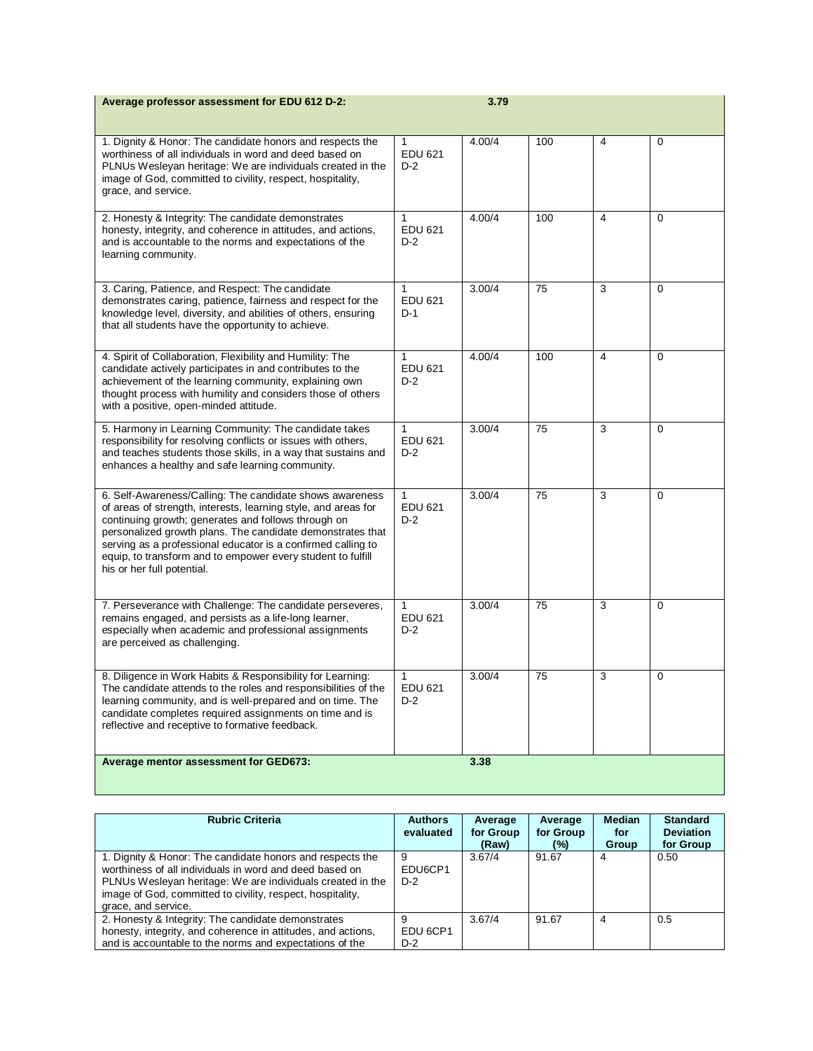| Average professor assessment for EDU 612 D-2: | | 3.79 | | | |
|---|---|---|---|---|---|
| 1. Dignity & Honor: The candidate honors and respects the worthiness of all individuals in word and deed based on PLNUs Wesleyan heritage: We are individuals created in the image of God, committed to civility, respect, hospitality, grace, and service. | 1 EDU 621 D-2 | 4.00/4 | 100 | 4 | 0 |
| 2. Honesty & Integrity: The candidate demonstrates honesty, integrity, and coherence in attitudes, and actions, and is accountable to the norms and expectations of the learning community. | 1 EDU 621 D-2 | 4.00/4 | 100 | 4 | 0 |
| 3. Caring, Patience, and Respect: The candidate demonstrates caring, patience, fairness and respect for the knowledge level, diversity, and abilities of others, ensuring that all students have the opportunity to achieve. | 1 EDU 621 D-1 | 3.00/4 | 75 | 3 | 0 |
| 4. Spirit of Collaboration, Flexibility and Humility: The candidate actively participates in and contributes to the achievement of the learning community, explaining own thought process with humility and considers those of others with a positive, open-minded attitude. | 1 EDU 621 D-2 | 4.00/4 | 100 | 4 | 0 |
| 5. Harmony in Learning Community: The candidate takes responsibility for resolving conflicts or issues with others, and teaches students those skills, in a way that sustains and enhances a healthy and safe learning community. | 1 EDU 621 D-2 | 3.00/4 | 75 | 3 | 0 |
| 6. Self-Awareness/Calling: The candidate shows awareness of areas of strength, interests, learning style, and areas for continuing growth; generates and follows through on personalized growth plans. The candidate demonstrates that serving as a professional educator is a confirmed calling to equip, to transform and to empower every student to fulfill his or her full potential. | 1 EDU 621 D-2 | 3.00/4 | 75 | 3 | 0 |
| 7. Perseverance with Challenge: The candidate perseveres, remains engaged, and persists as a life-long learner, especially when academic and professional assignments are perceived as challenging. | 1 EDU 621 D-2 | 3.00/4 | 75 | 3 | 0 |
| 8. Diligence in Work Habits & Responsibility for Learning: The candidate attends to the roles and responsibilities of the learning community, and is well-prepared and on time. The candidate completes required assignments on time and is reflective and receptive to formative feedback. | 1 EDU 621 D-2 | 3.00/4 | 75 | 3 | 0 |
| **Average mentor assessment for GED673:** | | **3.38** | | | |

| Rubric Criteria | Authors evaluated | Average for Group (Raw) | Average for Group (%) | Median for Group | Standard Deviation for Group |
|---|---|---|---|---|---|
| 1. Dignity & Honor: The candidate honors and respects the worthiness of all individuals in word and deed based on PLNUs Wesleyan heritage: We are individuals created in the image of God, committed to civility, respect, hospitality, grace, and service. | 9 EDU6CP1 D-2 | 3.67/4 | 91.67 | 4 | 0.50 |
| 2. Honesty & Integrity: The candidate demonstrates honesty, integrity, and coherence in attitudes, and actions, and is accountable to the norms and expectations of the | 9 EDU 6CP1 D-2 | 3.67/4 | 91.67 | 4 | 0.5 |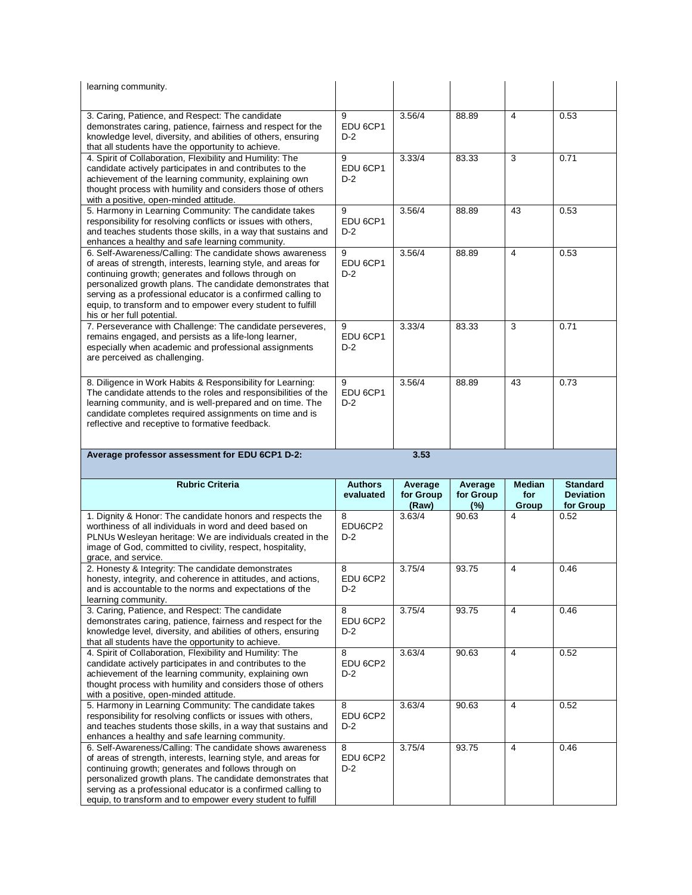| | | | | | |
|---|---|---|---|---|---|
| learning community. | | | | | |
| 3. Caring, Patience, and Respect: The candidate demonstrates caring, patience, fairness and respect for the knowledge level, diversity, and abilities of others, ensuring that all students have the opportunity to achieve. | 9 EDU 6CP1 D-2 | 3.56/4 | 88.89 | 4 | 0.53 |
| 4. Spirit of Collaboration, Flexibility and Humility: The candidate actively participates in and contributes to the achievement of the learning community, explaining own thought process with humility and considers those of others with a positive, open-minded attitude. | 9 EDU 6CP1 D-2 | 3.33/4 | 83.33 | 3 | 0.71 |
| 5. Harmony in Learning Community: The candidate takes responsibility for resolving conflicts or issues with others, and teaches students those skills, in a way that sustains and enhances a healthy and safe learning community. | 9 EDU 6CP1 D-2 | 3.56/4 | 88.89 | 43 | 0.53 |
| 6. Self-Awareness/Calling: The candidate shows awareness of areas of strength, interests, learning style, and areas for continuing growth; generates and follows through on personalized growth plans. The candidate demonstrates that serving as a professional educator is a confirmed calling to equip, to transform and to empower every student to fulfill his or her full potential. | 9 EDU 6CP1 D-2 | 3.56/4 | 88.89 | 4 | 0.53 |
| 7. Perseverance with Challenge: The candidate perseveres, remains engaged, and persists as a life-long learner, especially when academic and professional assignments are perceived as challenging. | 9 EDU 6CP1 D-2 | 3.33/4 | 83.33 | 3 | 0.71 |
| 8. Diligence in Work Habits & Responsibility for Learning: The candidate attends to the roles and responsibilities of the learning community, and is well-prepared and on time. The candidate completes required assignments on time and is reflective and receptive to formative feedback. | 9 EDU 6CP1 D-2 | 3.56/4 | 88.89 | 43 | 0.73 |
| **Average professor assessment for EDU 6CP1 D-2:** | | **3.53** | | | |

| Rubric Criteria | Authors evaluated | Average for Group (Raw) | Average for Group (%) | Median for Group | Standard Deviation for Group |
|---|---|---|---|---|---|
| 1. Dignity & Honor: The candidate honors and respects the worthiness of all individuals in word and deed based on PLNUs Wesleyan heritage: We are individuals created in the image of God, committed to civility, respect, hospitality, grace, and service. | 8 EDU6CP2 D-2 | 3.63/4 | 90.63 | 4 | 0.52 |
| 2. Honesty & Integrity: The candidate demonstrates honesty, integrity, and coherence in attitudes, and actions, and is accountable to the norms and expectations of the learning community. | 8 EDU 6CP2 D-2 | 3.75/4 | 93.75 | 4 | 0.46 |
| 3. Caring, Patience, and Respect: The candidate demonstrates caring, patience, fairness and respect for the knowledge level, diversity, and abilities of others, ensuring that all students have the opportunity to achieve. | 8 EDU 6CP2 D-2 | 3.75/4 | 93.75 | 4 | 0.46 |
| 4. Spirit of Collaboration, Flexibility and Humility: The candidate actively participates in and contributes to the achievement of the learning community, explaining own thought process with humility and considers those of others with a positive, open-minded attitude. | 8 EDU 6CP2 D-2 | 3.63/4 | 90.63 | 4 | 0.52 |
| 5. Harmony in Learning Community: The candidate takes responsibility for resolving conflicts or issues with others, and teaches students those skills, in a way that sustains and enhances a healthy and safe learning community. | 8 EDU 6CP2 D-2 | 3.63/4 | 90.63 | 4 | 0.52 |
| 6. Self-Awareness/Calling: The candidate shows awareness of areas of strength, interests, learning style, and areas for continuing growth; generates and follows through on personalized growth plans. The candidate demonstrates that serving as a professional educator is a confirmed calling to equip, to transform and to empower every student to fulfill | 8 EDU 6CP2 D-2 | 3.75/4 | 93.75 | 4 | 0.46 |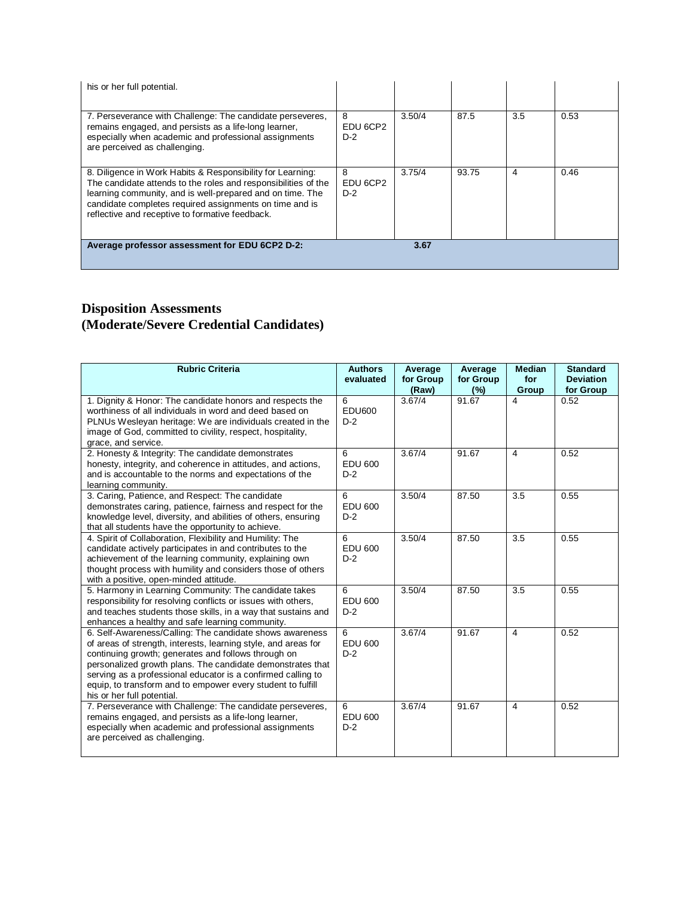| | | | | | |
|---|---|---|---|---|---|
| his or her full potential. | | | | | |
| 7. Perseverance with Challenge: The candidate perseveres, remains engaged, and persists as a life-long learner, especially when academic and professional assignments are perceived as challenging. | 8 EDU 6CP2 D-2 | 3.50/4 | 87.5 | 3.5 | 0.53 |
| 8. Diligence in Work Habits & Responsibility for Learning: The candidate attends to the roles and responsibilities of the learning community, and is well-prepared and on time. The candidate completes required assignments on time and is reflective and receptive to formative feedback. | 8 EDU 6CP2 D-2 | 3.75/4 | 93.75 | 4 | 0.46 |
| **Average professor assessment for EDU 6CP2 D-2:** | | **3.67** | | | |

# Disposition Assessments
# (Moderate/Severe Credential Candidates)

| Rubric Criteria | Authors evaluated | Average for Group (Raw) | Average for Group (%) | Median for Group | Standard Deviation for Group |
|---|---|---|---|---|---|
| 1. Dignity & Honor: The candidate honors and respects the worthiness of all individuals in word and deed based on PLNUs Wesleyan heritage: We are individuals created in the image of God, committed to civility, respect, hospitality, grace, and service. | 6 EDU600 D-2 | 3.67/4 | 91.67 | 4 | 0.52 |
| 2. Honesty & Integrity: The candidate demonstrates honesty, integrity, and coherence in attitudes, and actions, and is accountable to the norms and expectations of the learning community. | 6 EDU 600 D-2 | 3.67/4 | 91.67 | 4 | 0.52 |
| 3. Caring, Patience, and Respect: The candidate demonstrates caring, patience, fairness and respect for the knowledge level, diversity, and abilities of others, ensuring that all students have the opportunity to achieve. | 6 EDU 600 D-2 | 3.50/4 | 87.50 | 3.5 | 0.55 |
| 4. Spirit of Collaboration, Flexibility and Humility: The candidate actively participates in and contributes to the achievement of the learning community, explaining own thought process with humility and considers those of others with a positive, open-minded attitude. | 6 EDU 600 D-2 | 3.50/4 | 87.50 | 3.5 | 0.55 |
| 5. Harmony in Learning Community: The candidate takes responsibility for resolving conflicts or issues with others, and teaches students those skills, in a way that sustains and enhances a healthy and safe learning community. | 6 EDU 600 D-2 | 3.50/4 | 87.50 | 3.5 | 0.55 |
| 6. Self-Awareness/Calling: The candidate shows awareness of areas of strength, interests, learning style, and areas for continuing growth; generates and follows through on personalized growth plans. The candidate demonstrates that serving as a professional educator is a confirmed calling to equip, to transform and to empower every student to fulfill his or her full potential. | 6 EDU 600 D-2 | 3.67/4 | 91.67 | 4 | 0.52 |
| 7. Perseverance with Challenge: The candidate perseveres, remains engaged, and persists as a life-long learner, especially when academic and professional assignments are perceived as challenging. | 6 EDU 600 D-2 | 3.67/4 | 91.67 | 4 | 0.52 |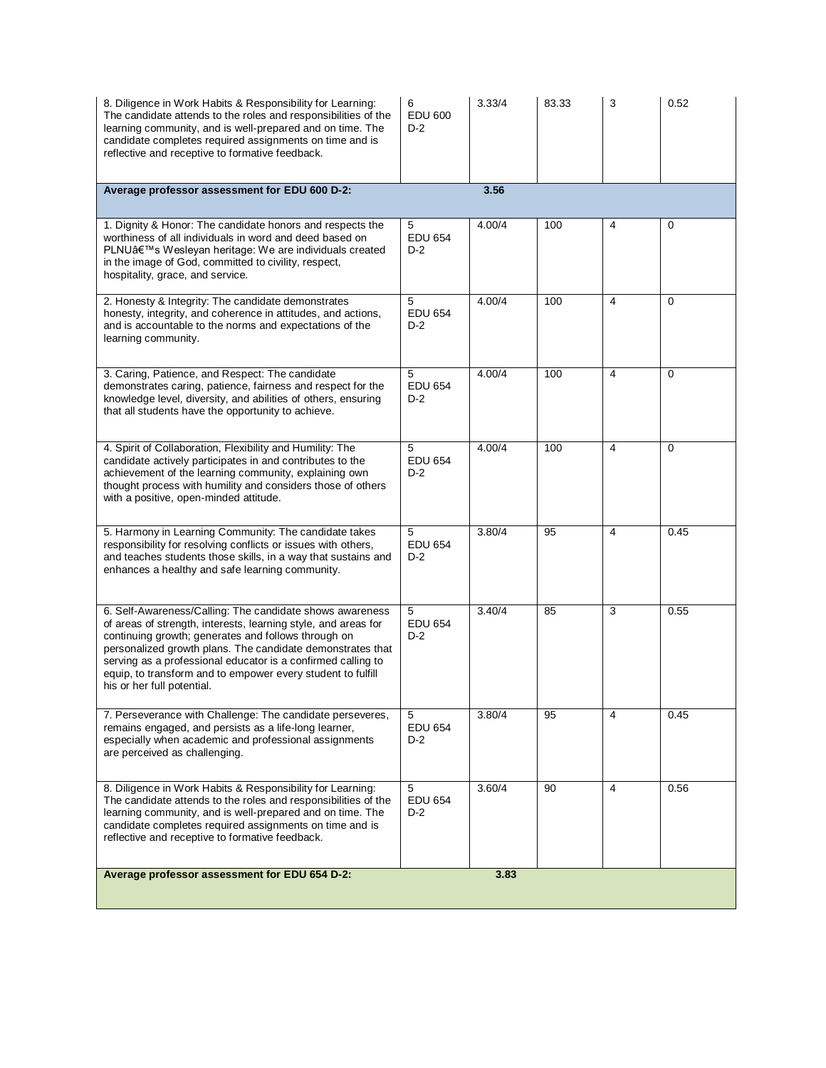| | | | | | |
|---|---|---|---|---|---|
| 8. Diligence in Work Habits & Responsibility for Learning: The candidate attends to the roles and responsibilities of the learning community, and is well-prepared and on time. The candidate completes required assignments on time and is reflective and receptive to formative feedback. | 6 EDU 600 D-2 | 3.33/4 | 83.33 | 3 | 0.52 |
| **Average professor assessment for EDU 600 D-2:** | | **3.56** | | | |
| 1. Dignity & Honor: The candidate honors and respects the worthiness of all individuals in word and deed based on PLNUâ€™s Wesleyan heritage: We are individuals created in the image of God, committed to civility, respect, hospitality, grace, and service. | 5 EDU 654 D-2 | 4.00/4 | 100 | 4 | 0 |
| 2. Honesty & Integrity: The candidate demonstrates honesty, integrity, and coherence in attitudes, and actions, and is accountable to the norms and expectations of the learning community. | 5 EDU 654 D-2 | 4.00/4 | 100 | 4 | 0 |
| 3. Caring, Patience, and Respect: The candidate demonstrates caring, patience, fairness and respect for the knowledge level, diversity, and abilities of others, ensuring that all students have the opportunity to achieve. | 5 EDU 654 D-2 | 4.00/4 | 100 | 4 | 0 |
| 4. Spirit of Collaboration, Flexibility and Humility: The candidate actively participates in and contributes to the achievement of the learning community, explaining own thought process with humility and considers those of others with a positive, open-minded attitude. | 5 EDU 654 D-2 | 4.00/4 | 100 | 4 | 0 |
| 5. Harmony in Learning Community: The candidate takes responsibility for resolving conflicts or issues with others, and teaches students those skills, in a way that sustains and enhances a healthy and safe learning community. | 5 EDU 654 D-2 | 3.80/4 | 95 | 4 | 0.45 |
| 6. Self-Awareness/Calling: The candidate shows awareness of areas of strength, interests, learning style, and areas for continuing growth; generates and follows through on personalized growth plans. The candidate demonstrates that serving as a professional educator is a confirmed calling to equip, to transform and to empower every student to fulfill his or her full potential. | 5 EDU 654 D-2 | 3.40/4 | 85 | 3 | 0.55 |
| 7. Perseverance with Challenge: The candidate perseveres, remains engaged, and persists as a life-long learner, especially when academic and professional assignments are perceived as challenging. | 5 EDU 654 D-2 | 3.80/4 | 95 | 4 | 0.45 |
| 8. Diligence in Work Habits & Responsibility for Learning: The candidate attends to the roles and responsibilities of the learning community, and is well-prepared and on time. The candidate completes required assignments on time and is reflective and receptive to formative feedback. | 5 EDU 654 D-2 | 3.60/4 | 90 | 4 | 0.56 |
| **Average professor assessment for EDU 654 D-2:** | | **3.83** | | | |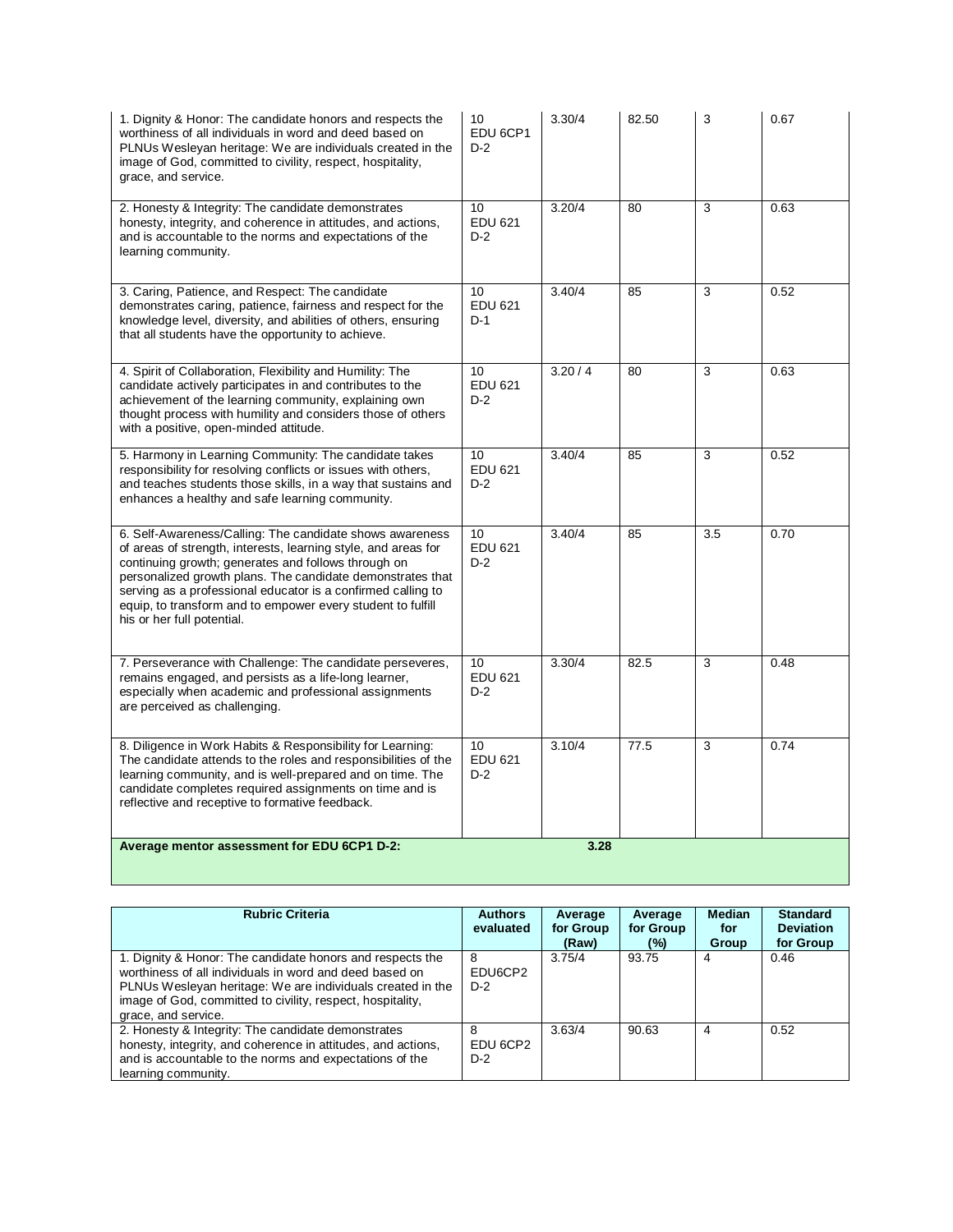| | | | | | |
|---|---|---|---|---|---|
| 1. Dignity & Honor: The candidate honors and respects the worthiness of all individuals in word and deed based on PLNUs Wesleyan heritage: We are individuals created in the image of God, committed to civility, respect, hospitality, grace, and service. | 10 EDU 6CP1 D-2 | 3.30/4 | 82.50 | 3 | 0.67 |
| 2. Honesty & Integrity: The candidate demonstrates honesty, integrity, and coherence in attitudes, and actions, and is accountable to the norms and expectations of the learning community. | 10 EDU 621 D-2 | 3.20/4 | 80 | 3 | 0.63 |
| 3. Caring, Patience, and Respect: The candidate demonstrates caring, patience, fairness and respect for the knowledge level, diversity, and abilities of others, ensuring that all students have the opportunity to achieve. | 10 EDU 621 D-1 | 3.40/4 | 85 | 3 | 0.52 |
| 4. Spirit of Collaboration, Flexibility and Humility: The candidate actively participates in and contributes to the achievement of the learning community, explaining own thought process with humility and considers those of others with a positive, open-minded attitude. | 10 EDU 621 D-2 | 3.20 / 4 | 80 | 3 | 0.63 |
| 5. Harmony in Learning Community: The candidate takes responsibility for resolving conflicts or issues with others, and teaches students those skills, in a way that sustains and enhances a healthy and safe learning community. | 10 EDU 621 D-2 | 3.40/4 | 85 | 3 | 0.52 |
| 6. Self-Awareness/Calling: The candidate shows awareness of areas of strength, interests, learning style, and areas for continuing growth; generates and follows through on personalized growth plans. The candidate demonstrates that serving as a professional educator is a confirmed calling to equip, to transform and to empower every student to fulfill his or her full potential. | 10 EDU 621 D-2 | 3.40/4 | 85 | 3.5 | 0.70 |
| 7. Perseverance with Challenge: The candidate perseveres, remains engaged, and persists as a life-long learner, especially when academic and professional assignments are perceived as challenging. | 10 EDU 621 D-2 | 3.30/4 | 82.5 | 3 | 0.48 |
| 8. Diligence in Work Habits & Responsibility for Learning: The candidate attends to the roles and responsibilities of the learning community, and is well-prepared and on time. The candidate completes required assignments on time and is reflective and receptive to formative feedback. | 10 EDU 621 D-2 | 3.10/4 | 77.5 | 3 | 0.74 |
| **Average mentor assessment for EDU 6CP1 D-2:** | | **3.28** | | | |

| Rubric Criteria | Authors evaluated | Average for Group (Raw) | Average for Group (%) | Median for Group | Standard Deviation for Group |
|---|---|---|---|---|---|
| 1. Dignity & Honor: The candidate honors and respects the worthiness of all individuals in word and deed based on PLNUs Wesleyan heritage: We are individuals created in the image of God, committed to civility, respect, hospitality, grace, and service. | 8 EDU6CP2 D-2 | 3.75/4 | 93.75 | 4 | 0.46 |
| 2. Honesty & Integrity: The candidate demonstrates honesty, integrity, and coherence in attitudes, and actions, and is accountable to the norms and expectations of the learning community. | 8 EDU 6CP2 D-2 | 3.63/4 | 90.63 | 4 | 0.52 |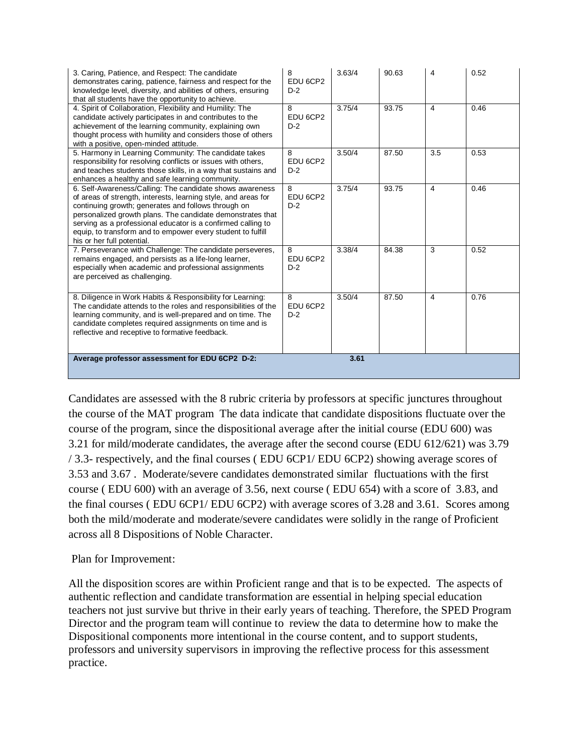| | | | | | |
|---|---|---|---|---|---|
| 3. Caring, Patience, and Respect: The candidate demonstrates caring, patience, fairness and respect for the knowledge level, diversity, and abilities of others, ensuring that all students have the opportunity to achieve. | 8 EDU 6CP2 D-2 | 3.63/4 | 90.63 | 4 | 0.52 |
| 4. Spirit of Collaboration, Flexibility and Humility: The candidate actively participates in and contributes to the achievement of the learning community, explaining own thought process with humility and considers those of others with a positive, open-minded attitude. | 8 EDU 6CP2 D-2 | 3.75/4 | 93.75 | 4 | 0.46 |
| 5. Harmony in Learning Community: The candidate takes responsibility for resolving conflicts or issues with others, and teaches students those skills, in a way that sustains and enhances a healthy and safe learning community. | 8 EDU 6CP2 D-2 | 3.50/4 | 87.50 | 3.5 | 0.53 |
| 6. Self-Awareness/Calling: The candidate shows awareness of areas of strength, interests, learning style, and areas for continuing growth; generates and follows through on personalized growth plans. The candidate demonstrates that serving as a professional educator is a confirmed calling to equip, to transform and to empower every student to fulfill his or her full potential. | 8 EDU 6CP2 D-2 | 3.75/4 | 93.75 | 4 | 0.46 |
| 7. Perseverance with Challenge: The candidate perseveres, remains engaged, and persists as a life-long learner, especially when academic and professional assignments are perceived as challenging. | 8 EDU 6CP2 D-2 | 3.38/4 | 84.38 | 3 | 0.52 |
| 8. Diligence in Work Habits & Responsibility for Learning: The candidate attends to the roles and responsibilities of the learning community, and is well-prepared and on time. The candidate completes required assignments on time and is reflective and receptive to formative feedback. | 8 EDU 6CP2 D-2 | 3.50/4 | 87.50 | 4 | 0.76 |
| **Average professor assessment for EDU 6CP2 D-2:** | | **3.61** | | | |

Candidates are assessed with the 8 rubric criteria by professors at specific junctures throughout the course of the MAT program The data indicate that candidate dispositions fluctuate over the course of the program, since the dispositional average after the initial course (EDU 600) was 3.21 for mild/moderate candidates, the average after the second course (EDU 612/621) was 3.79 / 3.3- respectively, and the final courses ( EDU 6CP1/ EDU 6CP2) showing average scores of 3.53 and 3.67 . Moderate/severe candidates demonstrated similar fluctuations with the first course ( EDU 600) with an average of 3.56, next course ( EDU 654) with a score of 3.83, and the final courses ( EDU 6CP1/ EDU 6CP2) with average scores of 3.28 and 3.61. Scores among both the mild/moderate and moderate/severe candidates were solidly in the range of Proficient across all 8 Dispositions of Noble Character.

Plan for Improvement:

All the disposition scores are within Proficient range and that is to be expected. The aspects of authentic reflection and candidate transformation are essential in helping special education teachers not just survive but thrive in their early years of teaching. Therefore, the SPED Program Director and the program team will continue to review the data to determine how to make the Dispositional components more intentional in the course content, and to support students, professors and university supervisors in improving the reflective process for this assessment practice.